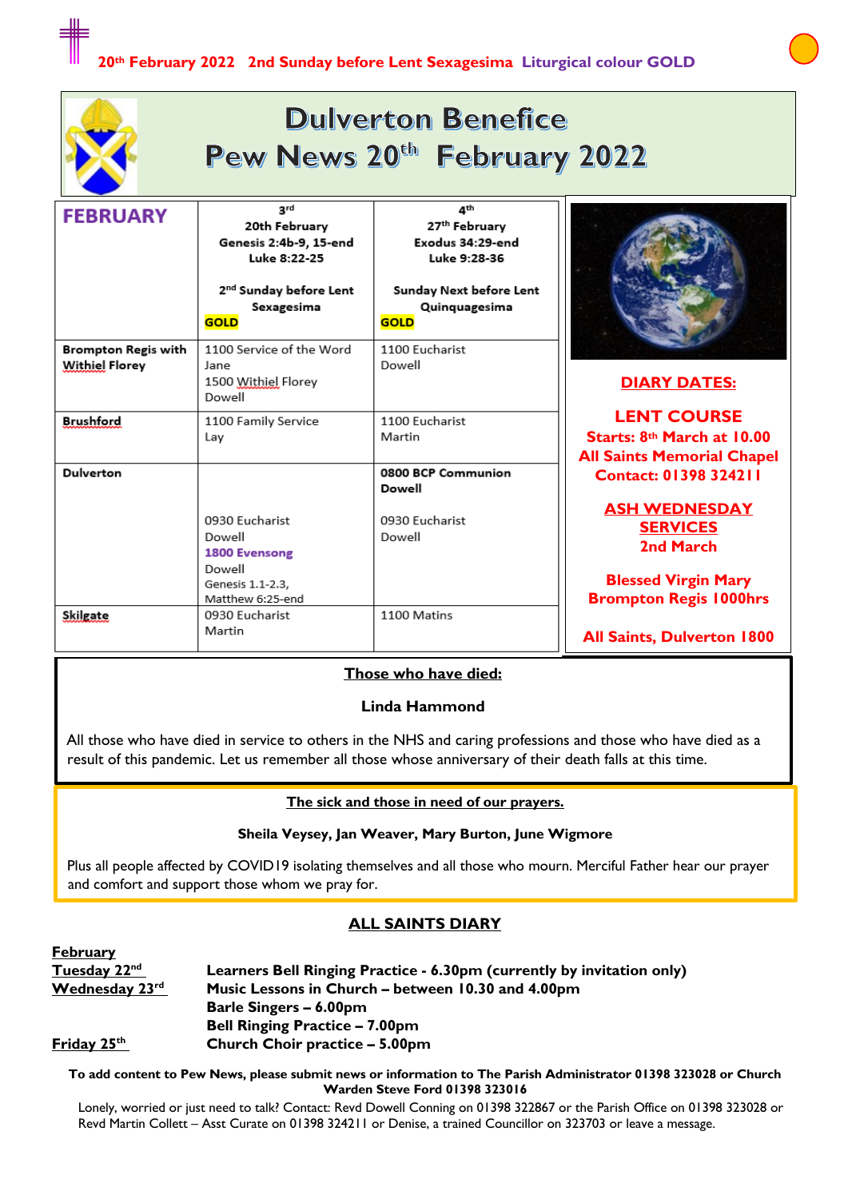20th February 2022 2nd Sunday before Lent Sexagesima Liturgical colour GOLD

# Dulverton Benefice
# Pew News 20th February 2022

| FEBRUARY | 3rd<br>20th February<br>Genesis 2:4b-9, 15-end<br>Luke 8:22-25<br><br>2nd Sunday before Lent<br>Sexagesima<br>GOLD | 4th<br>27th February<br>Exodus 34:29-end<br>Luke 9:28-36<br><br>Sunday Next before Lent<br>Quinquagesima<br>GOLD |
|---|---|---|
| **Brompton Regis with Withiel Florey** | 1100 Service of the Word<br>Jane<br>1500 Withiel Florey<br>Dowell | 1100 Eucharist<br>Dowell |
| **Brushford** | 1100 Family Service<br>Lay | 1100 Eucharist<br>Martin |
| **Dulverton** | 0930 Eucharist<br>Dowell<br>1800 Evensong<br>Dowell<br>Genesis 1.1-2.3,<br>Matthew 6:25-end | **0800 BCP Communion**<br>**Dowell**<br><br>0930 Eucharist<br>Dowell |
| **Skilgate** | 0930 Eucharist<br>Martin | 1100 Matins |

**DIARY DATES:**

**LENT COURSE**
**Starts: 8th March at 10.00**
**All Saints Memorial Chapel**
**Contact: 01398 324211**

**ASH WEDNESDAY SERVICES**
**2nd March**

**Blessed Virgin Mary Brompton Regis 1000hrs**

**All Saints, Dulverton 1800**

## Those who have died:

**Linda Hammond**

All those who have died in service to others in the NHS and caring professions and those who have died as a result of this pandemic. Let us remember all those whose anniversary of their death falls at this time.

## The sick and those in need of our prayers.

**Sheila Veysey, Jan Weaver, Mary Burton, June Wigmore**

Plus all people affected by COVID19 isolating themselves and all those who mourn. Merciful Father hear our prayer and comfort and support those whom we pray for.

## ALL SAINTS DIARY

**February**

| | |
|---|---|
| **Tuesday 22nd** | **Learners Bell Ringing Practice - 6.30pm (currently by invitation only)** |
| **Wednesday 23rd** | **Music Lessons in Church – between 10.30 and 4.00pm** |
| | **Barle Singers – 6.00pm** |
| | **Bell Ringing Practice – 7.00pm** |
| **Friday 25th** | **Church Choir practice – 5.00pm** |

**To add content to Pew News, please submit news or information to The Parish Administrator 01398 323028 or Church Warden Steve Ford 01398 323016**

Lonely, worried or just need to talk? Contact: Revd Dowell Conning on 01398 322867 or the Parish Office on 01398 323028 or Revd Martin Collett – Asst Curate on 01398 324211 or Denise, a trained Councillor on 323703 or leave a message.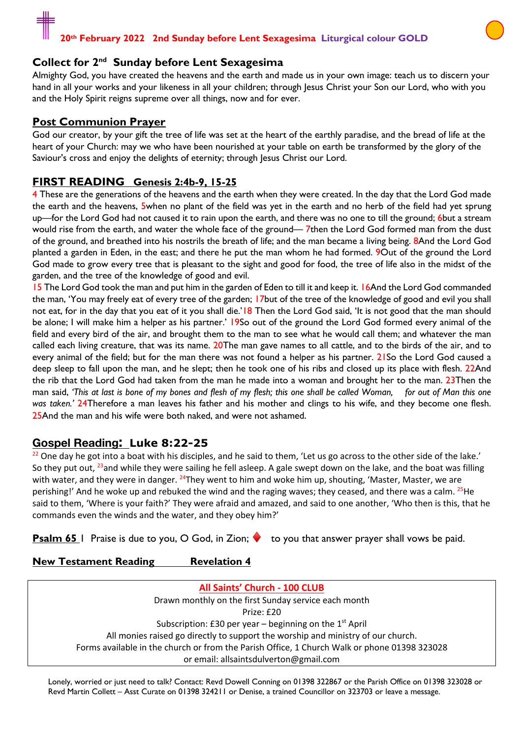**20th February 2022 2nd Sunday before Lent Sexagesima Liturgical colour GOLD**

## Collect for 2nd Sunday before Lent Sexagesima

Almighty God, you have created the heavens and the earth and made us in your own image: teach us to discern your hand in all your works and your likeness in all your children; through Jesus Christ your Son our Lord, who with you and the Holy Spirit reigns supreme over all things, now and for ever.

## Post Communion Prayer

God our creator, by your gift the tree of life was set at the heart of the earthly paradise, and the bread of life at the heart of your Church: may we who have been nourished at your table on earth be transformed by the glory of the Saviour's cross and enjoy the delights of eternity; through Jesus Christ our Lord.

## FIRST READING Genesis 2:4b-9, 15-25

4 These are the generations of the heavens and the earth when they were created. In the day that the Lord God made the earth and the heavens, 5when no plant of the field was yet in the earth and no herb of the field had yet sprung up—for the Lord God had not caused it to rain upon the earth, and there was no one to till the ground; 6but a stream would rise from the earth, and water the whole face of the ground— 7then the Lord God formed man from the dust of the ground, and breathed into his nostrils the breath of life; and the man became a living being. 8And the Lord God planted a garden in Eden, in the east; and there he put the man whom he had formed. 9Out of the ground the Lord God made to grow every tree that is pleasant to the sight and good for food, the tree of life also in the midst of the garden, and the tree of the knowledge of good and evil.

15 The Lord God took the man and put him in the garden of Eden to till it and keep it. 16And the Lord God commanded the man, 'You may freely eat of every tree of the garden; 17but of the tree of the knowledge of good and evil you shall not eat, for in the day that you eat of it you shall die.' 18 Then the Lord God said, 'It is not good that the man should be alone; I will make him a helper as his partner.' 19So out of the ground the Lord God formed every animal of the field and every bird of the air, and brought them to the man to see what he would call them; and whatever the man called each living creature, that was its name. 20The man gave names to all cattle, and to the birds of the air, and to every animal of the field; but for the man there was not found a helper as his partner. 21So the Lord God caused a deep sleep to fall upon the man, and he slept; then he took one of his ribs and closed up its place with flesh. 22And the rib that the Lord God had taken from the man he made into a woman and brought her to the man. 23Then the man said, *'This at last is bone of my bones and flesh of my flesh; this one shall be called Woman, for out of Man this one was taken.'* 24Therefore a man leaves his father and his mother and clings to his wife, and they become one flesh. 25And the man and his wife were both naked, and were not ashamed.

## Gospel Reading: Luke 8:22-25

22 One day he got into a boat with his disciples, and he said to them, 'Let us go across to the other side of the lake.' So they put out, 23and while they were sailing he fell asleep. A gale swept down on the lake, and the boat was filling with water, and they were in danger. 24They went to him and woke him up, shouting, 'Master, Master, we are perishing!' And he woke up and rebuked the wind and the raging waves; they ceased, and there was a calm. 25He said to them, 'Where is your faith?' They were afraid and amazed, and said to one another, 'Who then is this, that he commands even the winds and the water, and they obey him?'

**Psalm 65** 1 Praise is due to you, O God, in Zion; ♦ to you that answer prayer shall vows be paid.

**New Testament Reading Revelation 4**

**All Saints' Church - 100 CLUB**

Drawn monthly on the first Sunday service each month
Prize: £20
Subscription: £30 per year – beginning on the 1st April
All monies raised go directly to support the worship and ministry of our church.
Forms available in the church or from the Parish Office, 1 Church Walk or phone 01398 323028
or email: allsaintsdulverton@gmail.com

Lonely, worried or just need to talk? Contact: Revd Dowell Conning on 01398 322867 or the Parish Office on 01398 323028 or Revd Martin Collett – Asst Curate on 01398 324211 or Denise, a trained Councillor on 323703 or leave a message.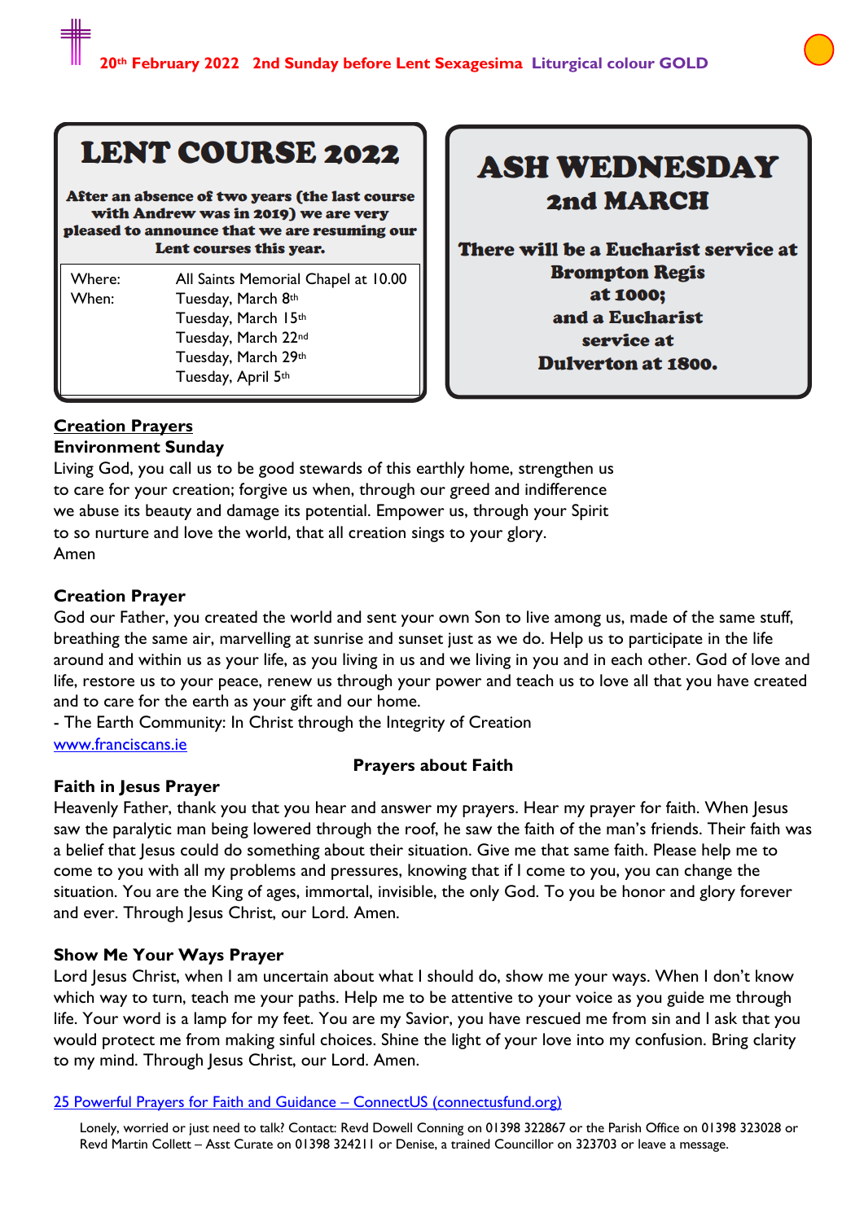**20th February 2022 2nd Sunday before Lent Sexagesima Liturgical colour GOLD**

## LENT COURSE 2022

**After an absence of two years (the last course with Andrew was in 2019) we are very pleased to announce that we are resuming our Lent courses this year.**

| Where: | All Saints Memorial Chapel at 10.00 |
|---|---|
| When: | Tuesday, March 8th |
| | Tuesday, March 15th |
| | Tuesday, March 22nd |
| | Tuesday, March 29th |
| | Tuesday, April 5th |

## ASH WEDNESDAY 2nd MARCH

**There will be a Eucharist service at Brompton Regis at 1000; and a Eucharist service at Dulverton at 1800.**

### Creation Prayers

**Environment Sunday**

Living God, you call us to be good stewards of this earthly home, strengthen us to care for your creation; forgive us when, through our greed and indifference we abuse its beauty and damage its potential. Empower us, through your Spirit to so nurture and love the world, that all creation sings to your glory.
Amen

**Creation Prayer**

God our Father, you created the world and sent your own Son to live among us, made of the same stuff, breathing the same air, marvelling at sunrise and sunset just as we do. Help us to participate in the life around and within us as your life, as you living in us and we living in you and in each other. God of love and life, restore us to your peace, renew us through your power and teach us to love all that you have created and to care for the earth as your gift and our home.
- The Earth Community: In Christ through the Integrity of Creation
www.franciscans.ie

### Prayers about Faith

**Faith in Jesus Prayer**

Heavenly Father, thank you that you hear and answer my prayers. Hear my prayer for faith. When Jesus saw the paralytic man being lowered through the roof, he saw the faith of the man's friends. Their faith was a belief that Jesus could do something about their situation. Give me that same faith. Please help me to come to you with all my problems and pressures, knowing that if I come to you, you can change the situation. You are the King of ages, immortal, invisible, the only God. To you be honor and glory forever and ever. Through Jesus Christ, our Lord. Amen.

**Show Me Your Ways Prayer**

Lord Jesus Christ, when I am uncertain about what I should do, show me your ways. When I don't know which way to turn, teach me your paths. Help me to be attentive to your voice as you guide me through life. Your word is a lamp for my feet. You are my Savior, you have rescued me from sin and I ask that you would protect me from making sinful choices. Shine the light of your love into my confusion. Bring clarity to my mind. Through Jesus Christ, our Lord. Amen.

25 Powerful Prayers for Faith and Guidance – ConnectUS (connectusfund.org)

Lonely, worried or just need to talk? Contact: Revd Dowell Conning on 01398 322867 or the Parish Office on 01398 323028 or Revd Martin Collett – Asst Curate on 01398 324211 or Denise, a trained Councillor on 323703 or leave a message.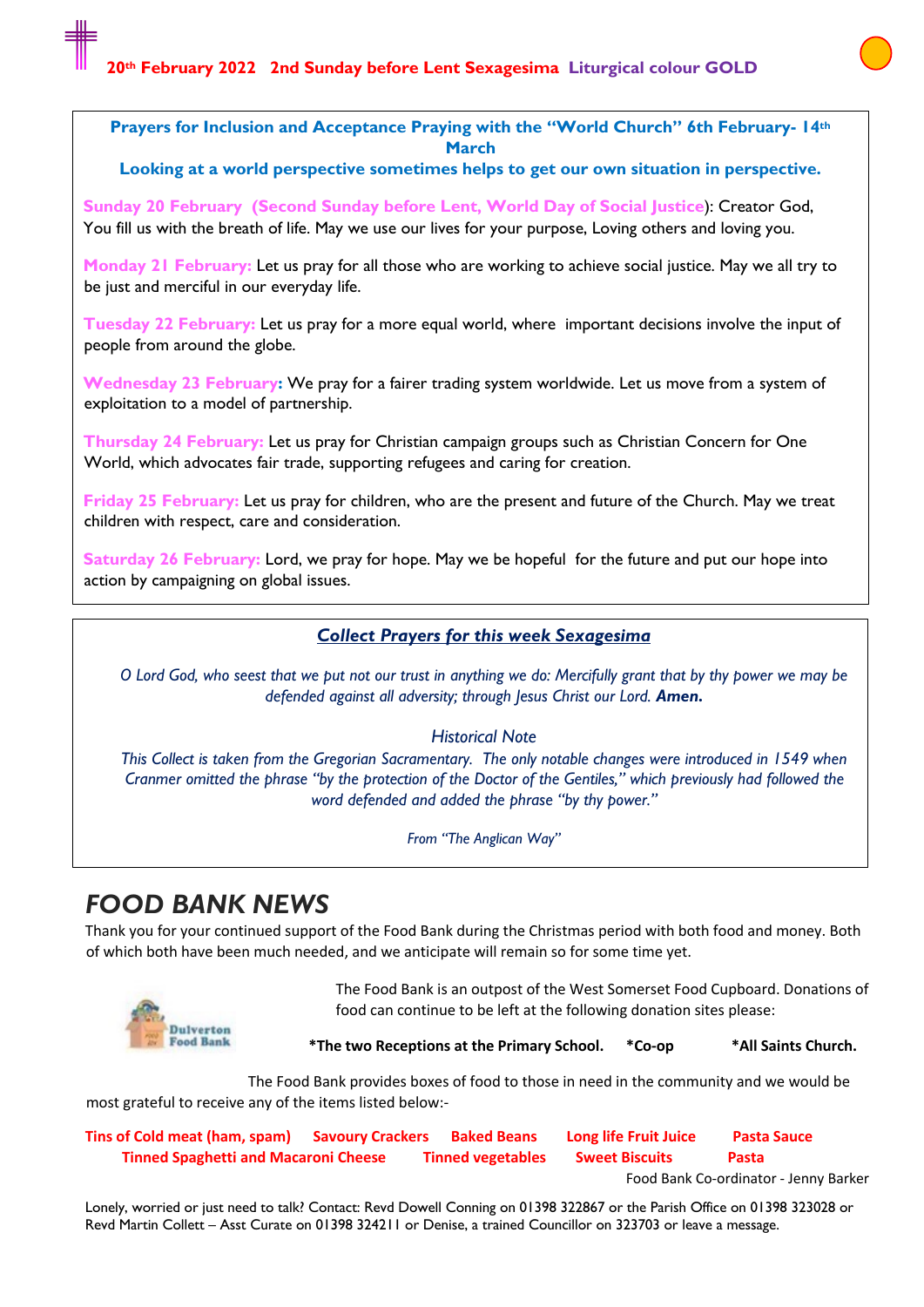**20th February 2022 2nd Sunday before Lent Sexagesima Liturgical colour GOLD**

**Prayers for Inclusion and Acceptance Praying with the "World Church" 6th February- 14th March**

**Looking at a world perspective sometimes helps to get our own situation in perspective.**

**Sunday 20 February (Second Sunday before Lent, World Day of Social Justice)**: Creator God, You fill us with the breath of life. May we use our lives for your purpose, Loving others and loving you.

**Monday 21 February:** Let us pray for all those who are working to achieve social justice. May we all try to be just and merciful in our everyday life.

**Tuesday 22 February:** Let us pray for a more equal world, where important decisions involve the input of people from around the globe.

**Wednesday 23 February:** We pray for a fairer trading system worldwide. Let us move from a system of exploitation to a model of partnership.

**Thursday 24 February:** Let us pray for Christian campaign groups such as Christian Concern for One World, which advocates fair trade, supporting refugees and caring for creation.

**Friday 25 February:** Let us pray for children, who are the present and future of the Church. May we treat children with respect, care and consideration.

**Saturday 26 February:** Lord, we pray for hope. May we be hopeful for the future and put our hope into action by campaigning on global issues.

***Collect Prayers for this week Sexagesima***

*O Lord God, who seest that we put not our trust in anything we do: Mercifully grant that by thy power we may be defended against all adversity; through Jesus Christ our Lord.* ***Amen.***

*Historical Note*

*This Collect is taken from the Gregorian Sacramentary. The only notable changes were introduced in 1549 when Cranmer omitted the phrase "by the protection of the Doctor of the Gentiles," which previously had followed the word defended and added the phrase "by thy power."*

*From "The Anglican Way"*

# *FOOD BANK NEWS*

Thank you for your continued support of the Food Bank during the Christmas period with both food and money. Both of which both have been much needed, and we anticipate will remain so for some time yet.

Dulverton Food Bank

The Food Bank is an outpost of the West Somerset Food Cupboard. Donations of food can continue to be left at the following donation sites please:

**\*The two Receptions at the Primary School. \*Co-op \*All Saints Church.**

The Food Bank provides boxes of food to those in need in the community and we would be most grateful to receive any of the items listed below:-

**Tins of Cold meat (ham, spam) Savoury Crackers Baked Beans Long life Fruit Juice Pasta Sauce Tinned Spaghetti and Macaroni Cheese Tinned vegetables Sweet Biscuits Pasta**

Food Bank Co-ordinator - Jenny Barker

Lonely, worried or just need to talk? Contact: Revd Dowell Conning on 01398 322867 or the Parish Office on 01398 323028 or Revd Martin Collett – Asst Curate on 01398 324211 or Denise, a trained Councillor on 323703 or leave a message.